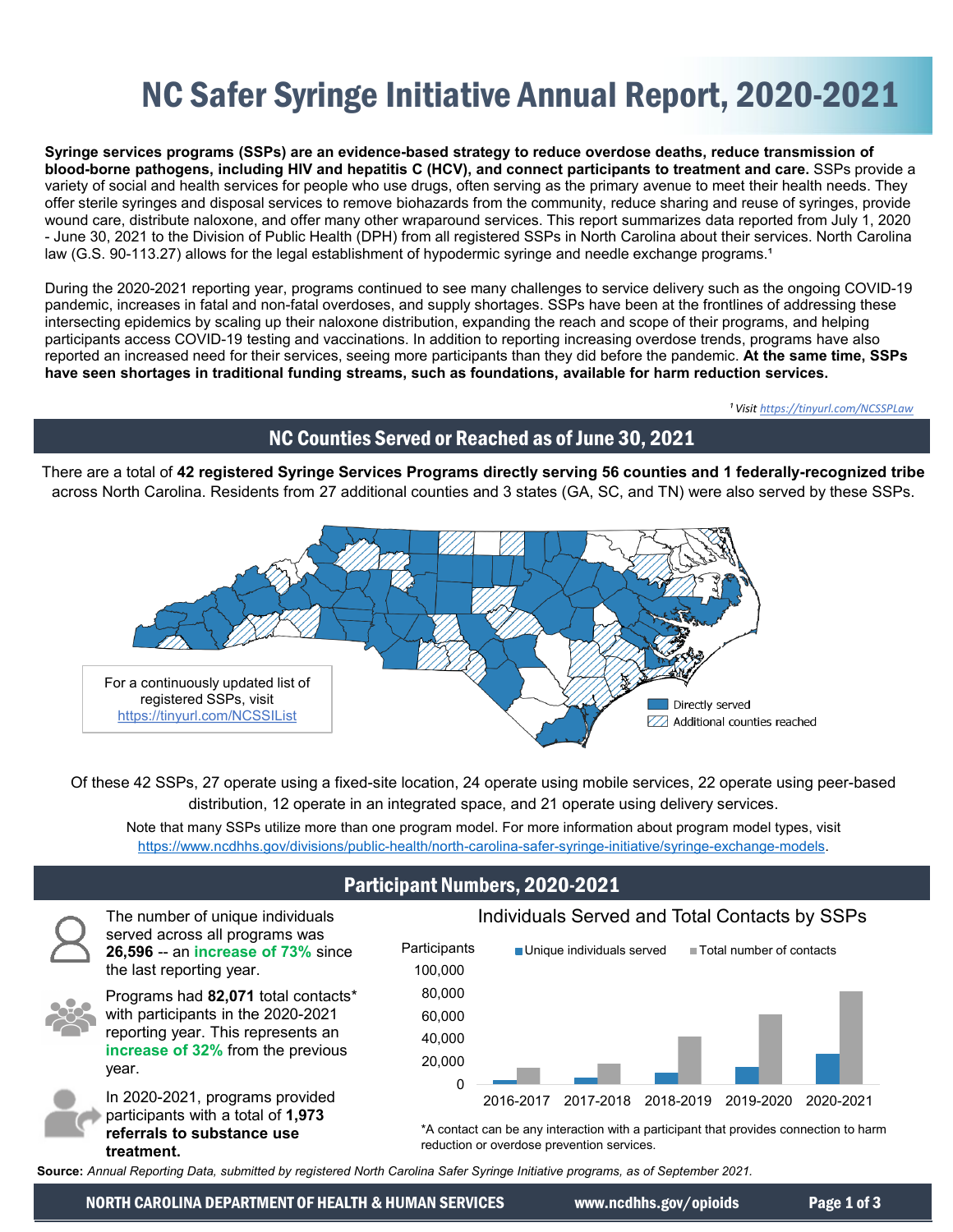# NC Safer Syringe Initiative Annual Report, 2020-2021

**Syringe services programs (SSPs) are an evidence-based strategy to reduce overdose deaths, reduce transmission of blood-borne pathogens, including HIV and hepatitis C (HCV), and connect participants to treatment and care.** SSPs provide a variety of social and health services for people who use drugs, often serving as the primary avenue to meet their health needs. They offer sterile syringes and disposal services to remove biohazards from the community, reduce sharing and reuse of syringes, provide wound care, distribute naloxone, and offer many other wraparound services. This report summarizes data reported from July 1, 2020 - June 30, 2021 to the Division of Public Health (DPH) from all registered SSPs in North Carolina about their services. North Carolina law (G.S. 90-113.27) allows for the legal establishment of hypodermic syringe and needle exchange programs.[1]

During the 2020-2021 reporting year, programs continued to see many challenges to service delivery such as the ongoing COVID-19 pandemic, increases in fatal and non-fatal overdoses, and supply shortages. SSPs have been at the frontlines of addressing these intersecting epidemics by scaling up their naloxone distribution, expanding the reach and scope of their programs, and helping participants access COVID-19 testing and vaccinations. In addition to reporting increasing overdose trends, programs have also reported an increased need for their services, seeing more participants than they did before the pandemic. **At the same time, SSPs have seen shortages in traditional funding streams, such as foundations, available for harm reduction services.**

*[1] Visit https://tinyurl.com/NCSSPLaw*

## NC Counties Served or Reached as of June 30, 2021

There are a total of **42 registered Syringe Services Programs directly serving 56 counties and 1 federally-recognized tribe** across North Carolina. Residents from 27 additional counties and 3 states (GA, SC, and TN) were also served by these SSPs.

For a continuously updated list of registered SSPs, visit https://tinyurl.com/NCSSIList

Directly served | Additional counties reached

Of these 42 SSPs, 27 operate using a fixed-site location, 24 operate using mobile services, 22 operate using peer-based distribution, 12 operate in an integrated space, and 21 operate using delivery services.

Note that many SSPs utilize more than one program model. For more information about program model types, visit https://www.ncdhhs.gov/divisions/public-health/north-carolina-safer-syringe-initiative/syringe-exchange-models.

## Participant Numbers, 2020-2021

The number of unique individuals served across all programs was **26,596** -- an **increase of 73%** since the last reporting year.

Programs had **82,071** total contacts* with participants in the 2020-2021 reporting year. This represents an **increase of 32%** from the previous year.

In 2020-2021, programs provided participants with a total of **1,973 referrals to substance use treatment.**

**Individuals Served and Total Contacts by SSPs**

(Bar chart: Participants, 0–100,000; Unique individuals served and Total number of contacts for 2016-2017, 2017-2018, 2018-2019, 2019-2020, 2020-2021)

*A contact can be any interaction with a participant that provides connection to harm reduction or overdose prevention services.

**Source:** *Annual Reporting Data, submitted by registered North Carolina Safer Syringe Initiative programs, as of September 2021.*

NORTH CAROLINA DEPARTMENT OF HEALTH & HUMAN SERVICES | www.ncdhhs.gov/opioids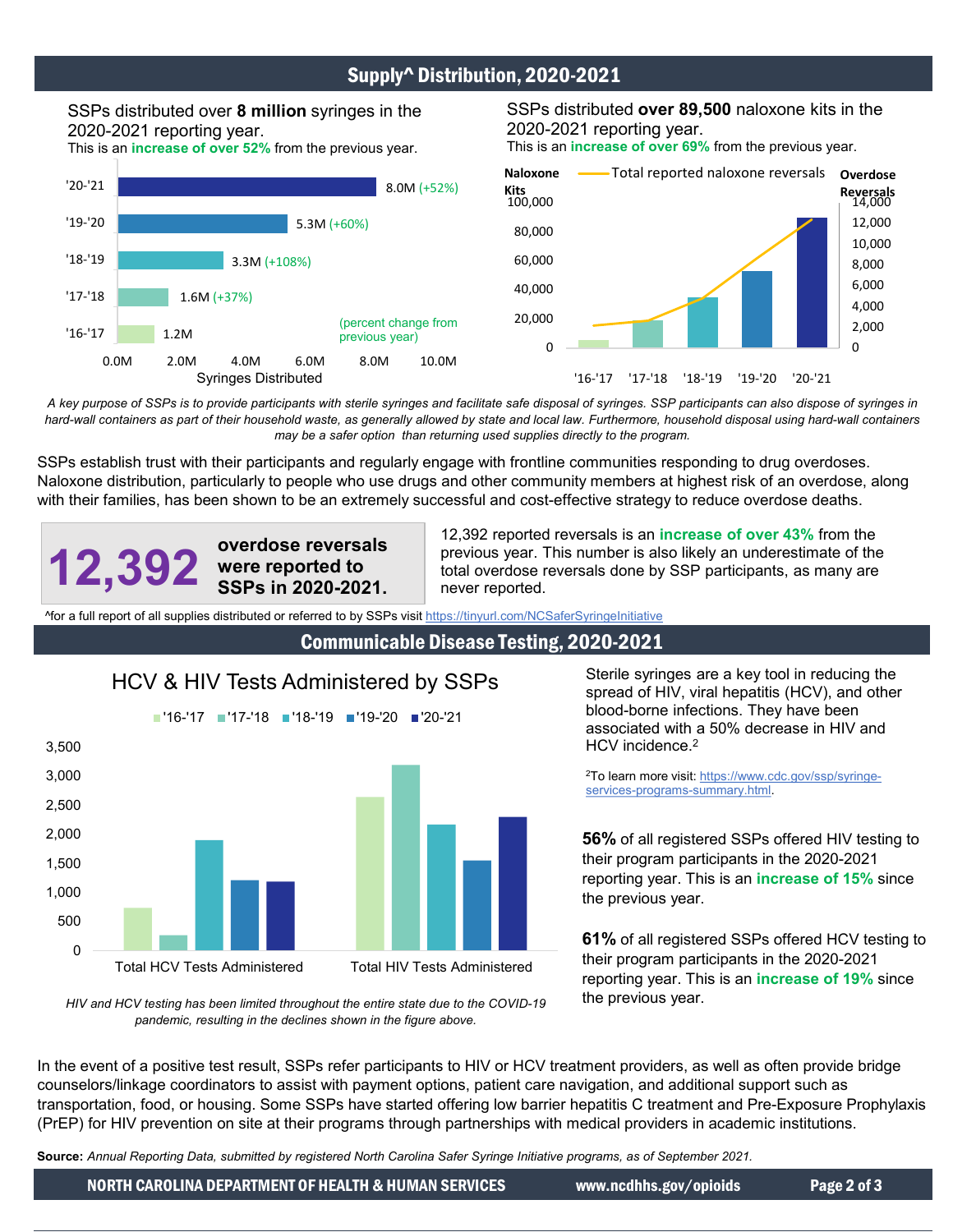## Supply^ Distribution, 2020-2021

SSPs distributed over **8 million** syringes in the 2020-2021 reporting year.
This is an **increase of over 52%** from the previous year.

| Year | Syringes Distributed (percent change from previous year) |
|---|---|
| '20-'21 | 8.0M (+52%) |
| '19-'20 | 5.3M (+60%) |
| '18-'19 | 3.3M (+108%) |
| '17-'18 | 1.6M (+37%) |
| '16-'17 | 1.2M |

SSPs distributed **over 89,500** naloxone kits in the 2020-2021 reporting year.
This is an **increase of over 69%** from the previous year.

*A key purpose of SSPs is to provide participants with sterile syringes and facilitate safe disposal of syringes. SSP participants can also dispose of syringes in hard-wall containers as part of their household waste, as generally allowed by state and local law. Furthermore, household disposal using hard-wall containers may be a safer option than returning used supplies directly to the program.*

SSPs establish trust with their participants and regularly engage with frontline communities responding to drug overdoses. Naloxone distribution, particularly to people who use drugs and other community members at highest risk of an overdose, along with their families, has been shown to be an extremely successful and cost-effective strategy to reduce overdose deaths.

**12,392 overdose reversals were reported to SSPs in 2020-2021.**

12,392 reported reversals is an **increase of over 43%** from the previous year. This number is also likely an underestimate of the total overdose reversals done by SSP participants, as many are never reported.

^for a full report of all supplies distributed or referred to by SSPs visit https://tinyurl.com/NCSaferSyringeInitiative

## Communicable Disease Testing, 2020-2021

### HCV & HIV Tests Administered by SSPs

*HIV and HCV testing has been limited throughout the entire state due to the COVID-19 pandemic, resulting in the declines shown in the figure above.*

Sterile syringes are a key tool in reducing the spread of HIV, viral hepatitis (HCV), and other blood-borne infections. They have been associated with a 50% decrease in HIV and HCV incidence.[2]

[2]To learn more visit: https://www.cdc.gov/ssp/syringe-services-programs-summary.html.

**56%** of all registered SSPs offered HIV testing to their program participants in the 2020-2021 reporting year. This is an **increase of 15%** since the previous year.

**61%** of all registered SSPs offered HCV testing to their program participants in the 2020-2021 reporting year. This is an **increase of 19%** since the previous year.

In the event of a positive test result, SSPs refer participants to HIV or HCV treatment providers, as well as often provide bridge counselors/linkage coordinators to assist with payment options, patient care navigation, and additional support such as transportation, food, or housing. Some SSPs have started offering low barrier hepatitis C treatment and Pre-Exposure Prophylaxis (PrEP) for HIV prevention on site at their programs through partnerships with medical providers in academic institutions.

**Source:** *Annual Reporting Data, submitted by registered North Carolina Safer Syringe Initiative programs, as of September 2021.*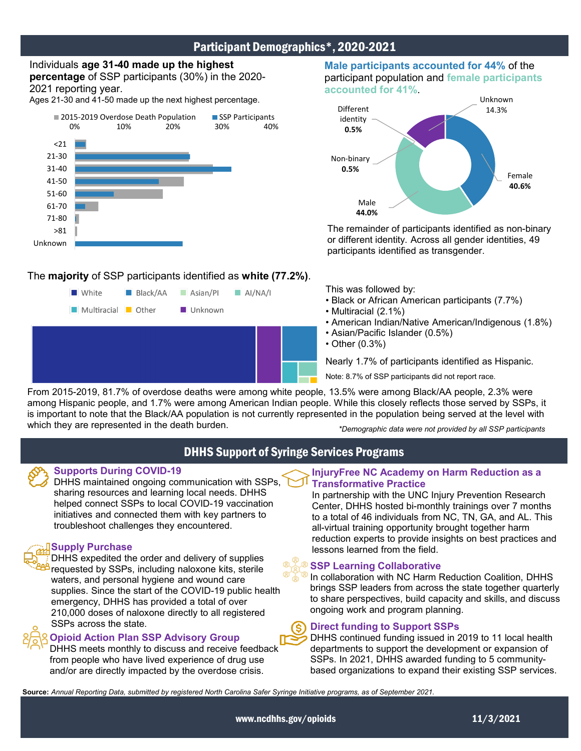## Participant Demographics*, 2020-2021

Individuals **age 31-40 made up the highest percentage** of SSP participants (30%) in the 2020-2021 reporting year.

Ages 21-30 and 41-50 made up the next highest percentage.

2015-2019 Overdose Death Population
SSP Participants
0%
10%
20%
30%
40%
<21
21-30
31-40
41-50
51-60
61-70
71-80
>81
Unknown

**Male participants accounted for 44%** of the participant population and **female participants accounted for 41%**.

Unknown 14.3%
Different identity 0.5%
Non-binary 0.5%
Female 40.6%
Male 44.0%

The remainder of participants identified as non-binary or different identity. Across all gender identities, 49 participants identified as transgender.

The **majority** of SSP participants identified as **white (77.2%)**.

White
Black/AA
Asian/PI
AI/NA/I
Multiracial
Other
Unknown

This was followed by:

- Black or African American participants (7.7%)
- Multiracial (2.1%)
- American Indian/Native American/Indigenous (1.8%)
- Asian/Pacific Islander (0.5%)
- Other (0.3%)

Nearly 1.7% of participants identified as Hispanic.

Note: 8.7% of SSP participants did not report race.

From 2015-2019, 81.7% of overdose deaths were among white people, 13.5% were among Black/AA people, 2.3% were among Hispanic people, and 1.7% were among American Indian people. While this closely reflects those served by SSPs, it is important to note that the Black/AA population is not currently represented in the population being served at the level with which they are represented in the death burden.

*\*Demographic data were not provided by all SSP participants*

## DHHS Support of Syringe Services Programs

### Supports During COVID-19

DHHS maintained ongoing communication with SSPs, sharing resources and learning local needs. DHHS helped connect SSPs to local COVID-19 vaccination initiatives and connected them with key partners to troubleshoot challenges they encountered.

### Supply Purchase

DHHS expedited the order and delivery of supplies requested by SSPs, including naloxone kits, sterile waters, and personal hygiene and wound care supplies. Since the start of the COVID-19 public health emergency, DHHS has provided a total of over 210,000 doses of naloxone directly to all registered SSPs across the state.

### Opioid Action Plan SSP Advisory Group

DHHS meets monthly to discuss and receive feedback from people who have lived experience of drug use and/or are directly impacted by the overdose crisis.

### InjuryFree NC Academy on Harm Reduction as a Transformative Practice

In partnership with the UNC Injury Prevention Research Center, DHHS hosted bi-monthly trainings over 7 months to a total of 46 individuals from NC, TN, GA, and AL. This all-virtual training opportunity brought together harm reduction experts to provide insights on best practices and lessons learned from the field.

### SSP Learning Collaborative

In collaboration with NC Harm Reduction Coalition, DHHS brings SSP leaders from across the state together quarterly to share perspectives, build capacity and skills, and discuss ongoing work and program planning.

### Direct funding to Support SSPs

DHHS continued funding issued in 2019 to 11 local health departments to support the development or expansion of SSPs. In 2021, DHHS awarded funding to 5 community-based organizations to expand their existing SSP services.

**Source:** *Annual Reporting Data, submitted by registered North Carolina Safer Syringe Initiative programs, as of September 2021.*

www.ncdhhs.gov/opioids    11/3/2021